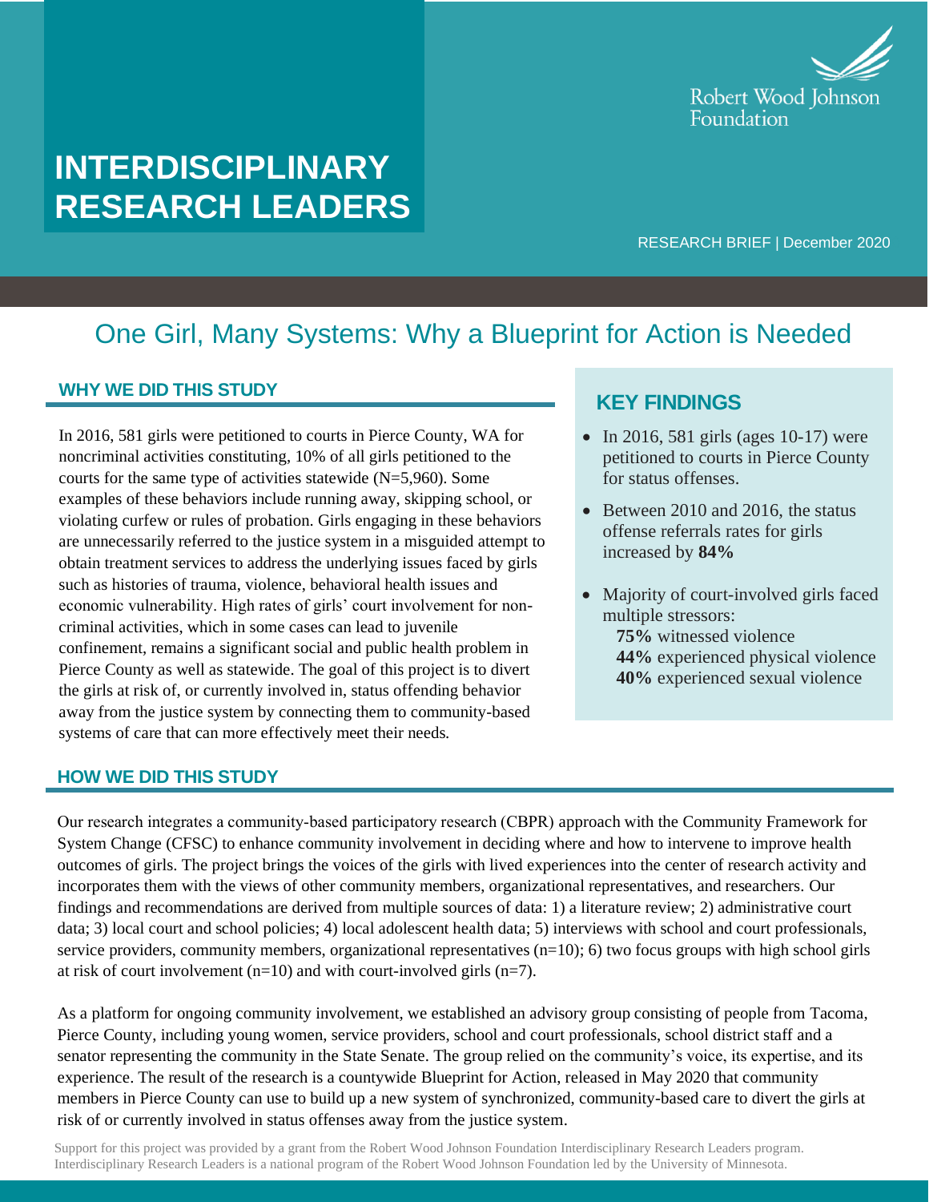# INTERDISCIPLINARY RESEARCH LEADERS

Robert Wood Johnson Foundation

RESEARCH BRIEF | December 2020

## One Girl, Many Systems: Why a Blueprint for Action is Needed

### WHY WE DID THIS STUDY

In 2016, 581 girls were petitioned to courts in Pierce County, WA for noncriminal activities constituting, 10% of all girls petitioned to the courts for the same type of activities statewide (N=5,960). Some examples of these behaviors include running away, skipping school, or violating curfew or rules of probation. Girls engaging in these behaviors are unnecessarily referred to the justice system in a misguided attempt to obtain treatment services to address the underlying issues faced by girls such as histories of trauma, violence, behavioral health issues and economic vulnerability. High rates of girls' court involvement for non-criminal activities, which in some cases can lead to juvenile confinement, remains a significant social and public health problem in Pierce County as well as statewide. The goal of this project is to divert the girls at risk of, or currently involved in, status offending behavior away from the justice system by connecting them to community-based systems of care that can more effectively meet their needs.

### KEY FINDINGS

- In 2016, 581 girls (ages 10-17) were petitioned to courts in Pierce County for status offenses.
- Between 2010 and 2016, the status offense referrals rates for girls increased by **84%**
- Majority of court-involved girls faced multiple stressors:
  - **75%** witnessed violence
  - **44%** experienced physical violence
  - **40%** experienced sexual violence

### HOW WE DID THIS STUDY

Our research integrates a community-based participatory research (CBPR) approach with the Community Framework for System Change (CFSC) to enhance community involvement in deciding where and how to intervene to improve health outcomes of girls. The project brings the voices of the girls with lived experiences into the center of research activity and incorporates them with the views of other community members, organizational representatives, and researchers. Our findings and recommendations are derived from multiple sources of data: 1) a literature review; 2) administrative court data; 3) local court and school policies; 4) local adolescent health data; 5) interviews with school and court professionals, service providers, community members, organizational representatives (n=10); 6) two focus groups with high school girls at risk of court involvement (n=10) and with court-involved girls (n=7).

As a platform for ongoing community involvement, we established an advisory group consisting of people from Tacoma, Pierce County, including young women, service providers, school and court professionals, school district staff and a senator representing the community in the State Senate. The group relied on the community's voice, its expertise, and its experience. The result of the research is a countywide Blueprint for Action, released in May 2020 that community members in Pierce County can use to build up a new system of synchronized, community-based care to divert the girls at risk of or currently involved in status offenses away from the justice system.

Support for this project was provided by a grant from the Robert Wood Johnson Foundation Interdisciplinary Research Leaders program. Interdisciplinary Research Leaders is a national program of the Robert Wood Johnson Foundation led by the University of Minnesota.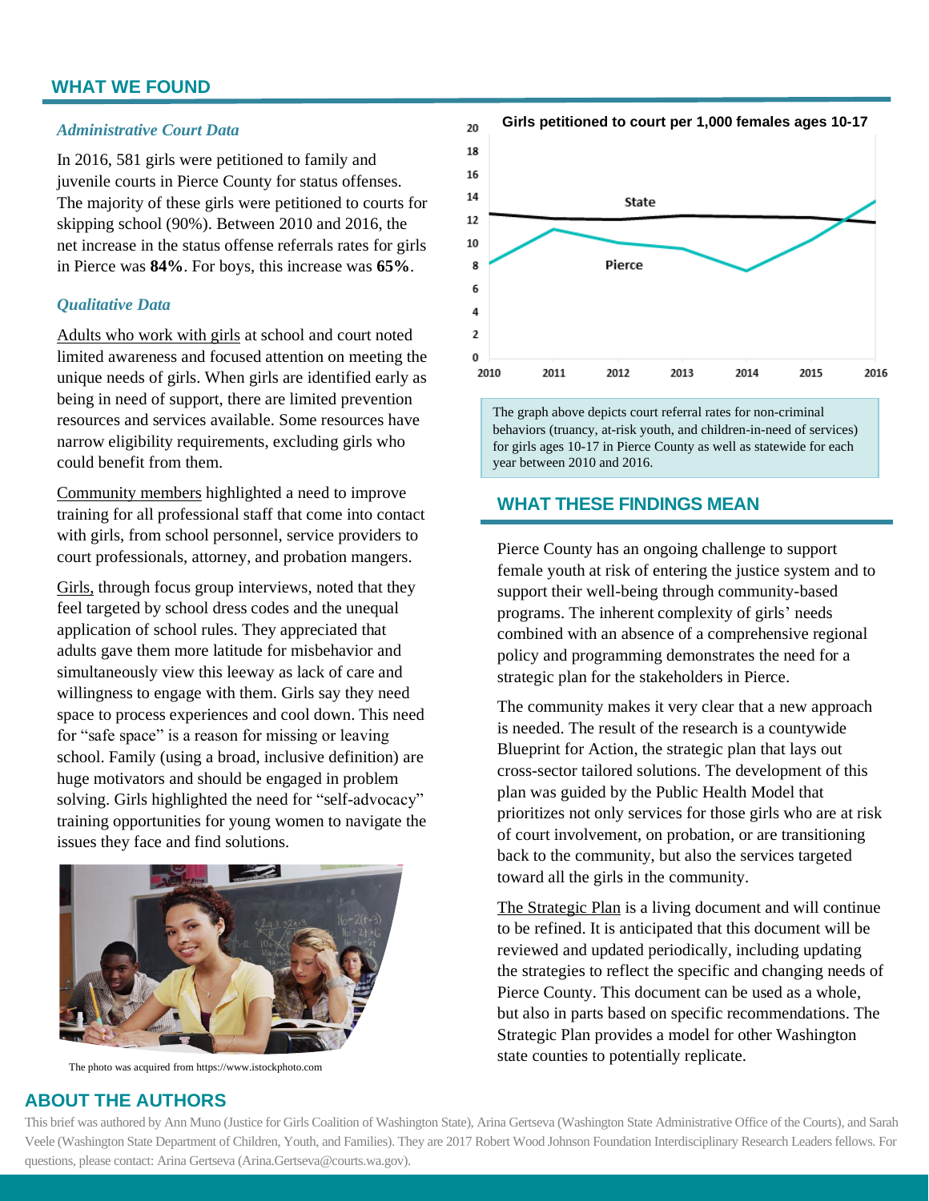## WHAT WE FOUND

### *Administrative Court Data*

In 2016, 581 girls were petitioned to family and juvenile courts in Pierce County for status offenses. The majority of these girls were petitioned to courts for skipping school (90%). Between 2010 and 2016, the net increase in the status offense referrals rates for girls in Pierce was **84%**. For boys, this increase was **65%**.

### *Qualitative Data*

Adults who work with girls at school and court noted limited awareness and focused attention on meeting the unique needs of girls. When girls are identified early as being in need of support, there are limited prevention resources and services available. Some resources have narrow eligibility requirements, excluding girls who could benefit from them.

Community members highlighted a need to improve training for all professional staff that come into contact with girls, from school personnel, service providers to court professionals, attorney, and probation mangers.

Girls, through focus group interviews, noted that they feel targeted by school dress codes and the unequal application of school rules. They appreciated that adults gave them more latitude for misbehavior and simultaneously view this leeway as lack of care and willingness to engage with them. Girls say they need space to process experiences and cool down. This need for "safe space" is a reason for missing or leaving school. Family (using a broad, inclusive definition) are huge motivators and should be engaged in problem solving. Girls highlighted the need for "self-advocacy" training opportunities for young women to navigate the issues they face and find solutions.

The photo was acquired from https://www.istockphoto.com

**Girls petitioned to court per 1,000 females ages 10-17**

0
2
4
6
8
10
12
14
16
18
20

2010
2011
2012
2013
2014
2015
2016

State

Pierce

The graph above depicts court referral rates for non-criminal behaviors (truancy, at-risk youth, and children-in-need of services) for girls ages 10-17 in Pierce County as well as statewide for each year between 2010 and 2016.

## WHAT THESE FINDINGS MEAN

Pierce County has an ongoing challenge to support female youth at risk of entering the justice system and to support their well-being through community-based programs. The inherent complexity of girls' needs combined with an absence of a comprehensive regional policy and programming demonstrates the need for a strategic plan for the stakeholders in Pierce.

The community makes it very clear that a new approach is needed. The result of the research is a countywide Blueprint for Action, the strategic plan that lays out cross-sector tailored solutions. The development of this plan was guided by the Public Health Model that prioritizes not only services for those girls who are at risk of court involvement, on probation, or are transitioning back to the community, but also the services targeted toward all the girls in the community.

The Strategic Plan is a living document and will continue to be refined. It is anticipated that this document will be reviewed and updated periodically, including updating the strategies to reflect the specific and changing needs of Pierce County. This document can be used as a whole, but also in parts based on specific recommendations. The Strategic Plan provides a model for other Washington state counties to potentially replicate.

## ABOUT THE AUTHORS

This brief was authored by Ann Muno (Justice for Girls Coalition of Washington State), Arina Gertseva (Washington State Administrative Office of the Courts), and Sarah Veele (Washington State Department of Children, Youth, and Families). They are 2017 Robert Wood Johnson Foundation Interdisciplinary Research Leaders fellows. For questions, please contact: Arina Gertseva (Arina.Gertseva@courts.wa.gov).